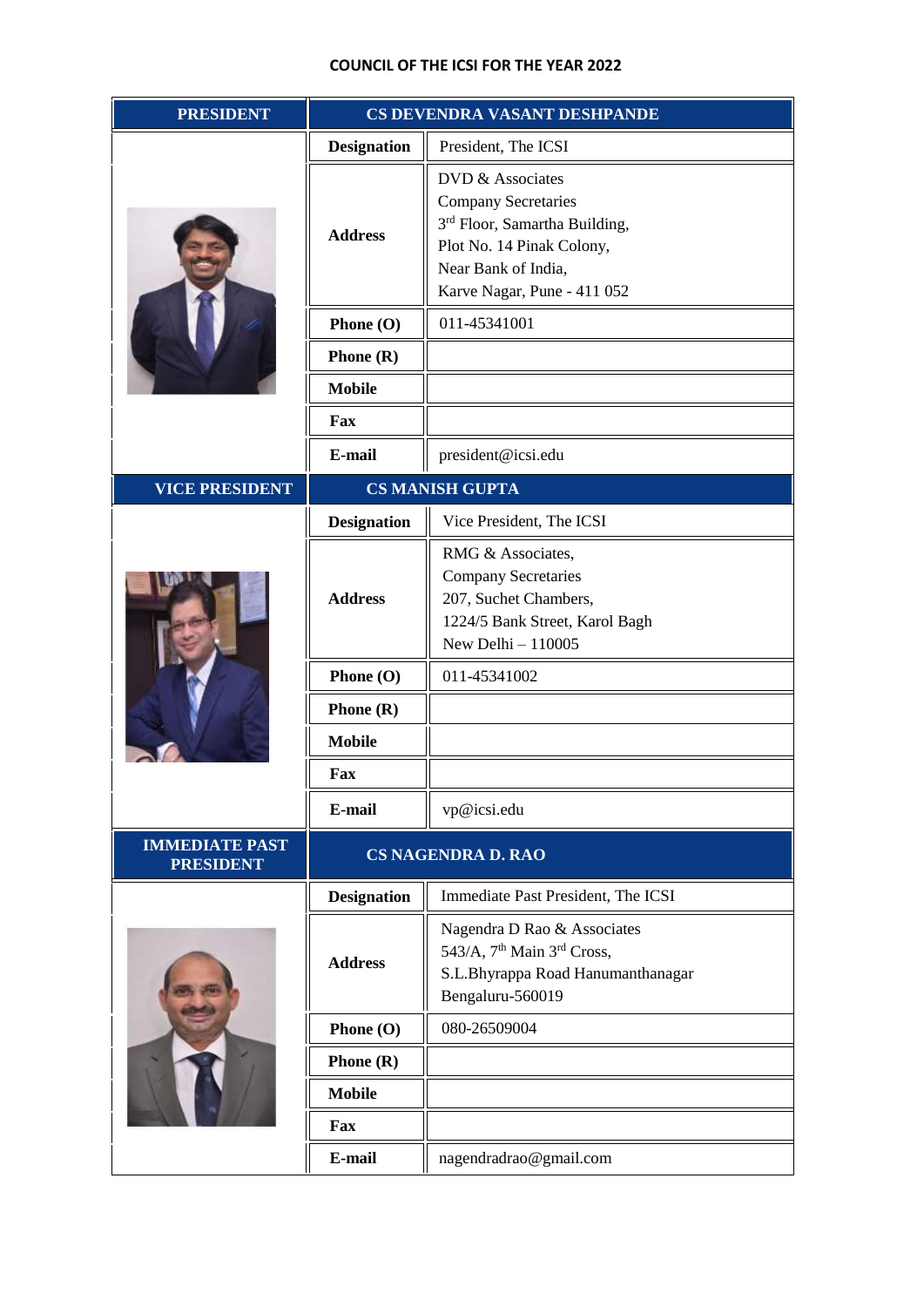## COUNCIL OF THE ICSI FOR THE YEAR 2022

| PRESIDENT | CS DEVENDRA VASANT DESHPANDE | |
|---|---|---|
| | **Designation** | President, The ICSI |
| | **Address** | DVD & Associates<br>Company Secretaries<br>3rd Floor, Samartha Building,<br>Plot No. 14 Pinak Colony,<br>Near Bank of India,<br>Karve Nagar, Pune - 411 052 |
| | **Phone (O)** | 011-45341001 |
| | **Phone (R)** | |
| | **Mobile** | |
| | **Fax** | |
| | **E-mail** | president@icsi.edu |
| **VICE PRESIDENT** | **CS MANISH GUPTA** | |
| | **Designation** | Vice President, The ICSI |
| | **Address** | RMG & Associates,<br>Company Secretaries<br>207, Suchet Chambers,<br>1224/5 Bank Street, Karol Bagh<br>New Delhi – 110005 |
| | **Phone (O)** | 011-45341002 |
| | **Phone (R)** | |
| | **Mobile** | |
| | **Fax** | |
| | **E-mail** | vp@icsi.edu |
| **IMMEDIATE PAST PRESIDENT** | **CS NAGENDRA D. RAO** | |
| | **Designation** | Immediate Past President, The ICSI |
| | **Address** | Nagendra D Rao & Associates<br>543/A, 7th Main 3rd Cross,<br>S.L.Bhyrappa Road Hanumanthanagar<br>Bengaluru-560019 |
| | **Phone (O)** | 080-26509004 |
| | **Phone (R)** | |
| | **Mobile** | |
| | **Fax** | |
| | **E-mail** | nagendradrao@gmail.com |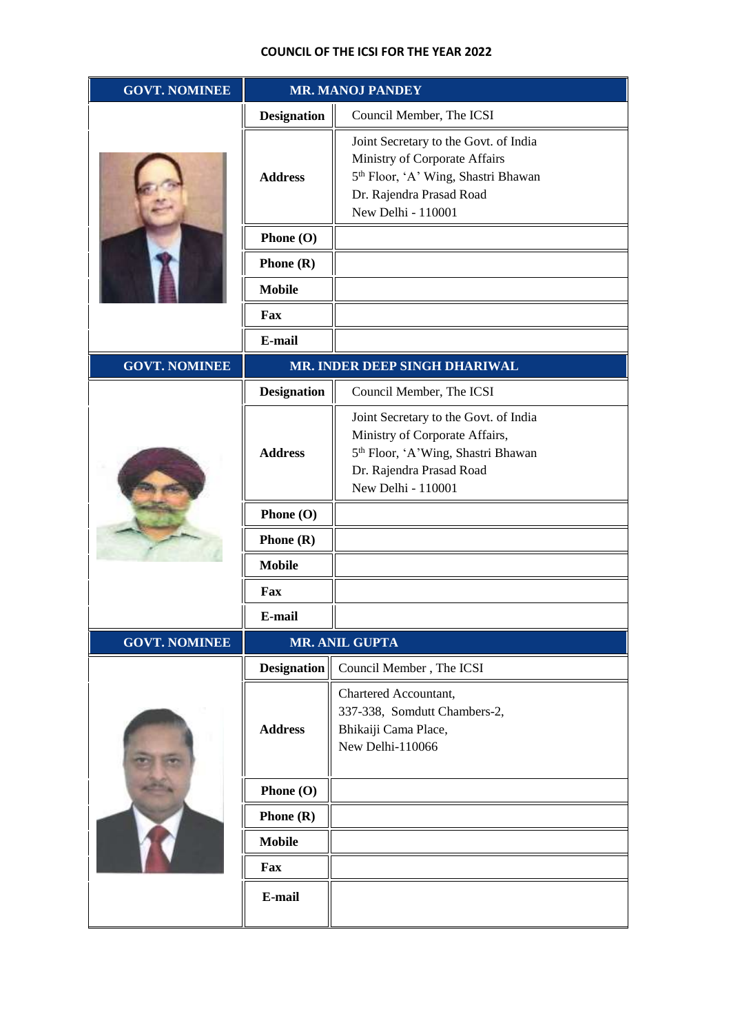## COUNCIL OF THE ICSI FOR THE YEAR 2022

| GOVT. NOMINEE | MR. MANOJ PANDEY |
|---|---|
| Designation | Council Member, The ICSI |
| Address | Joint Secretary to the Govt. of India<br>Ministry of Corporate Affairs<br>5th Floor, 'A' Wing, Shastri Bhawan<br>Dr. Rajendra Prasad Road<br>New Delhi - 110001 |
| Phone (O) | |
| Phone (R) | |
| Mobile | |
| Fax | |
| E-mail | |

| GOVT. NOMINEE | MR. INDER DEEP SINGH DHARIWAL |
|---|---|
| Designation | Council Member, The ICSI |
| Address | Joint Secretary to the Govt. of India<br>Ministry of Corporate Affairs,<br>5th Floor, 'A'Wing, Shastri Bhawan<br>Dr. Rajendra Prasad Road<br>New Delhi - 110001 |
| Phone (O) | |
| Phone (R) | |
| Mobile | |
| Fax | |
| E-mail | |

| GOVT. NOMINEE | MR. ANIL GUPTA |
|---|---|
| Designation | Council Member , The ICSI |
| Address | Chartered Accountant,<br>337-338, Somdutt Chambers-2,<br>Bhikaiji Cama Place,<br>New Delhi-110066 |
| Phone (O) | |
| Phone (R) | |
| Mobile | |
| Fax | |
| E-mail | |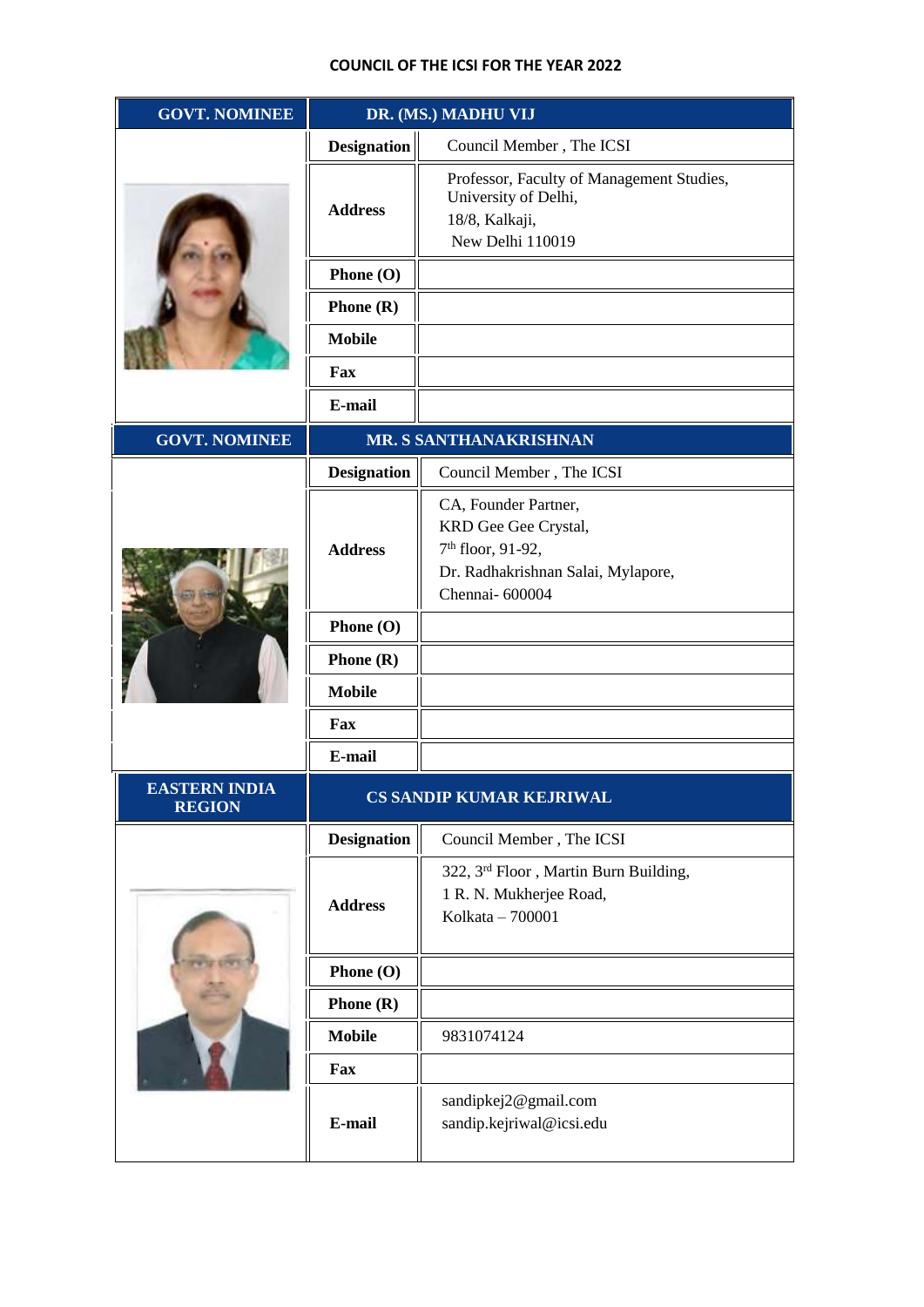# COUNCIL OF THE ICSI FOR THE YEAR 2022

| GOVT. NOMINEE | DR. (MS.) MADHU VIJ | |
|---|---|---|
| | Designation | Council Member , The ICSI |
| | Address | Professor, Faculty of Management Studies, University of Delhi, 18/8, Kalkaji, New Delhi 110019 |
| | Phone (O) | |
| | Phone (R) | |
| | Mobile | |
| | Fax | |
| | E-mail | |

| GOVT. NOMINEE | MR. S SANTHANAKRISHNAN | |
|---|---|---|
| | Designation | Council Member , The ICSI |
| | Address | CA, Founder Partner, KRD Gee Gee Crystal, 7th floor, 91-92, Dr. Radhakrishnan Salai, Mylapore, Chennai- 600004 |
| | Phone (O) | |
| | Phone (R) | |
| | Mobile | |
| | Fax | |
| | E-mail | |

| EASTERN INDIA REGION | CS SANDIP KUMAR KEJRIWAL | |
|---|---|---|
| | Designation | Council Member , The ICSI |
| | Address | 322, 3rd Floor , Martin Burn Building, 1 R. N. Mukherjee Road, Kolkata – 700001 |
| | Phone (O) | |
| | Phone (R) | |
| | Mobile | 9831074124 |
| | Fax | |
| | E-mail | sandipkej2@gmail.com sandip.kejriwal@icsi.edu |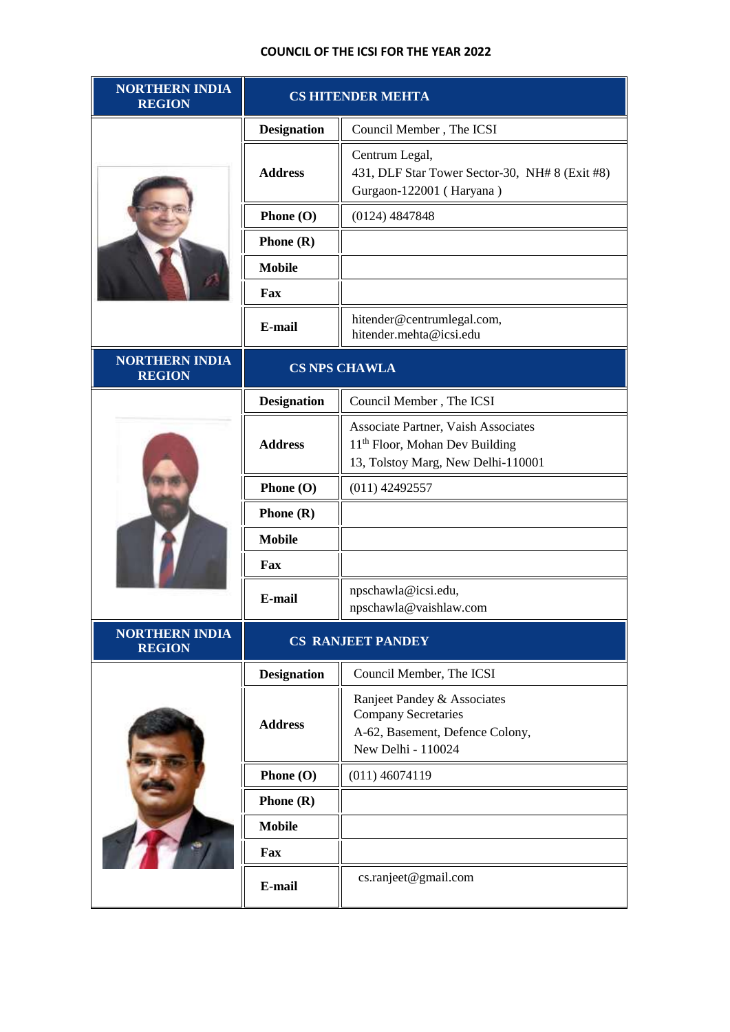# COUNCIL OF THE ICSI FOR THE YEAR 2022

| NORTHERN INDIA REGION | CS HITENDER MEHTA | |
|---|---|---|
| | **Designation** | Council Member , The ICSI |
| | **Address** | Centrum Legal,<br>431, DLF Star Tower Sector-30, NH# 8 (Exit #8)<br>Gurgaon-122001 ( Haryana ) |
| | **Phone (O)** | (0124) 4847848 |
| | **Phone (R)** | |
| | **Mobile** | |
| | **Fax** | |
| | **E-mail** | hitender@centrumlegal.com,<br>hitender.mehta@icsi.edu |

| NORTHERN INDIA REGION | CS NPS CHAWLA | |
|---|---|---|
| | **Designation** | Council Member , The ICSI |
| | **Address** | Associate Partner, Vaish Associates<br>11th Floor, Mohan Dev Building<br>13, Tolstoy Marg, New Delhi-110001 |
| | **Phone (O)** | (011) 42492557 |
| | **Phone (R)** | |
| | **Mobile** | |
| | **Fax** | |
| | **E-mail** | npschawla@icsi.edu,<br>npschawla@vaishlaw.com |

| NORTHERN INDIA REGION | CS RANJEET PANDEY | |
|---|---|---|
| | **Designation** | Council Member, The ICSI |
| | **Address** | Ranjeet Pandey & Associates<br>Company Secretaries<br>A-62, Basement, Defence Colony,<br>New Delhi - 110024 |
| | **Phone (O)** | (011) 46074119 |
| | **Phone (R)** | |
| | **Mobile** | |
| | **Fax** | |
| | **E-mail** | cs.ranjeet@gmail.com |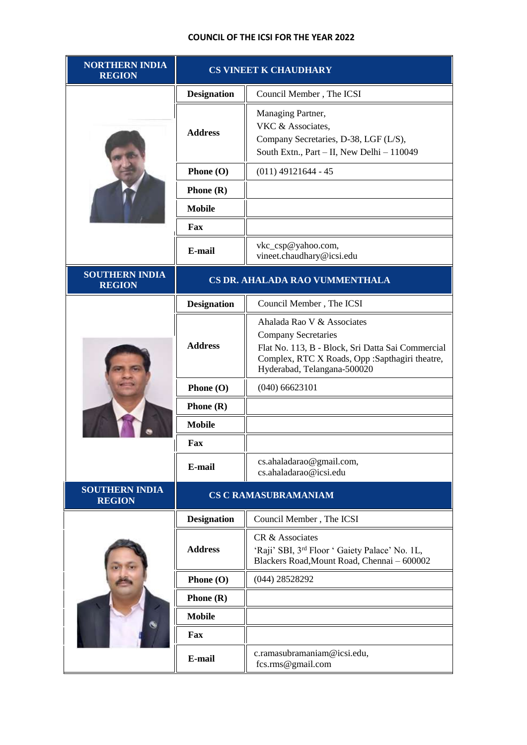## COUNCIL OF THE ICSI FOR THE YEAR 2022

| NORTHERN INDIA REGION | CS VINEET K CHAUDHARY | |
|---|---|---|
| | Designation | Council Member , The ICSI |
| | Address | Managing Partner, VKC & Associates, Company Secretaries, D-38, LGF (L/S), South Extn., Part – II, New Delhi – 110049 |
| | Phone (O) | (011) 49121644 - 45 |
| | Phone (R) | |
| | Mobile | |
| | Fax | |
| | E-mail | vkc_csp@yahoo.com, vineet.chaudhary@icsi.edu |
| **SOUTHERN INDIA REGION** | **CS DR. AHALADA RAO VUMMENTHALA** | |
| | Designation | Council Member , The ICSI |
| | Address | Ahalada Rao V & Associates Company Secretaries Flat No. 113, B - Block, Sri Datta Sai Commercial Complex, RTC X Roads, Opp :Sapthagiri theatre, Hyderabad, Telangana-500020 |
| | Phone (O) | (040) 66623101 |
| | Phone (R) | |
| | Mobile | |
| | Fax | |
| | E-mail | cs.ahaladarao@gmail.com, cs.ahaladarao@icsi.edu |
| **SOUTHERN INDIA REGION** | **CS C RAMASUBRAMANIAM** | |
| | Designation | Council Member , The ICSI |
| | Address | CR & Associates 'Raji' SBI, 3rd Floor ' Gaiety Palace' No. 1L, Blackers Road,Mount Road, Chennai – 600002 |
| | Phone (O) | (044) 28528292 |
| | Phone (R) | |
| | Mobile | |
| | Fax | |
| | E-mail | c.ramasubramaniam@icsi.edu, fcs.rms@gmail.com |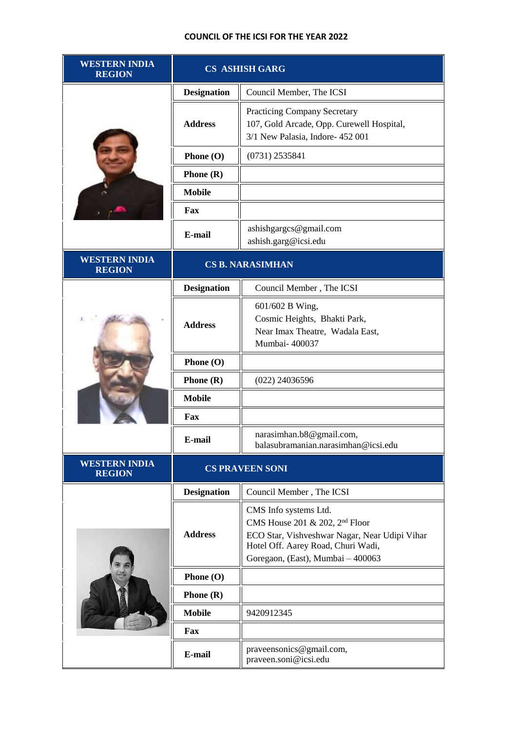## COUNCIL OF THE ICSI FOR THE YEAR 2022

| WESTERN INDIA REGION | CS ASHISH GARG | |
|---|---|---|
| | **Designation** | Council Member, The ICSI |
| | **Address** | Practicing Company Secretary<br>107, Gold Arcade, Opp. Curewell Hospital,<br>3/1 New Palasia, Indore- 452 001 |
| | **Phone (O)** | (0731) 2535841 |
| | **Phone (R)** | |
| | **Mobile** | |
| | **Fax** | |
| | **E-mail** | ashishgargcs@gmail.com<br>ashish.garg@icsi.edu |

| WESTERN INDIA REGION | CS B. NARASIMHAN | |
|---|---|---|
| | **Designation** | Council Member , The ICSI |
| | **Address** | 601/602 B Wing,<br>Cosmic Heights, Bhakti Park,<br>Near Imax Theatre, Wadala East,<br>Mumbai- 400037 |
| | **Phone (O)** | |
| | **Phone (R)** | (022) 24036596 |
| | **Mobile** | |
| | **Fax** | |
| | **E-mail** | narasimhan.b8@gmail.com,<br>balasubramanian.narasimhan@icsi.edu |

| WESTERN INDIA REGION | CS PRAVEEN SONI | |
|---|---|---|
| | **Designation** | Council Member , The ICSI |
| | **Address** | CMS Info systems Ltd.<br>CMS House 201 & 202, 2nd Floor<br>ECO Star, Vishveshwar Nagar, Near Udipi Vihar Hotel Off. Aarey Road, Churi Wadi,<br>Goregaon, (East), Mumbai – 400063 |
| | **Phone (O)** | |
| | **Phone (R)** | |
| | **Mobile** | 9420912345 |
| | **Fax** | |
| | **E-mail** | praveensonics@gmail.com,<br>praveen.soni@icsi.edu |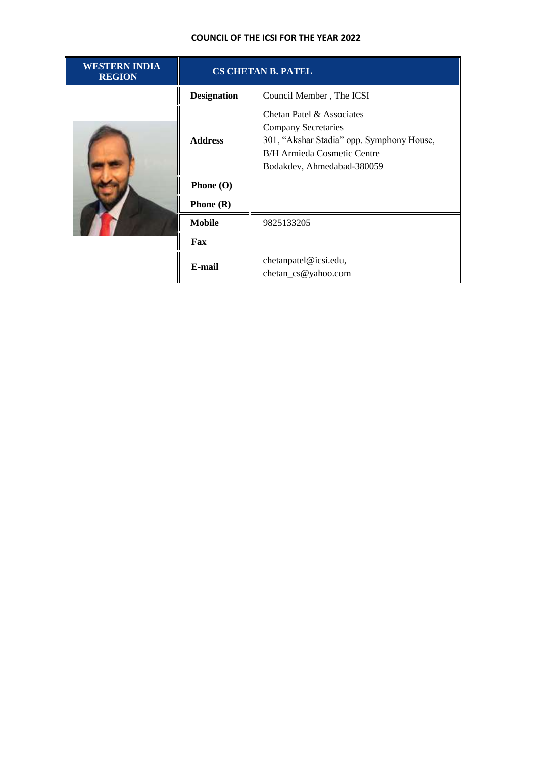## COUNCIL OF THE ICSI FOR THE YEAR 2022

| WESTERN INDIA REGION | CS CHETAN B. PATEL | |
|---|---|---|
| | **Designation** | Council Member , The ICSI |
| | **Address** | Chetan Patel & Associates<br>Company Secretaries<br>301, “Akshar Stadia” opp. Symphony House,<br>B/H Armieda Cosmetic Centre<br>Bodakdev, Ahmedabad-380059 |
| | **Phone (O)** | |
| | **Phone (R)** | |
| | **Mobile** | 9825133205 |
| | **Fax** | |
| | **E-mail** | chetanpatel@icsi.edu,<br>chetan_cs@yahoo.com |